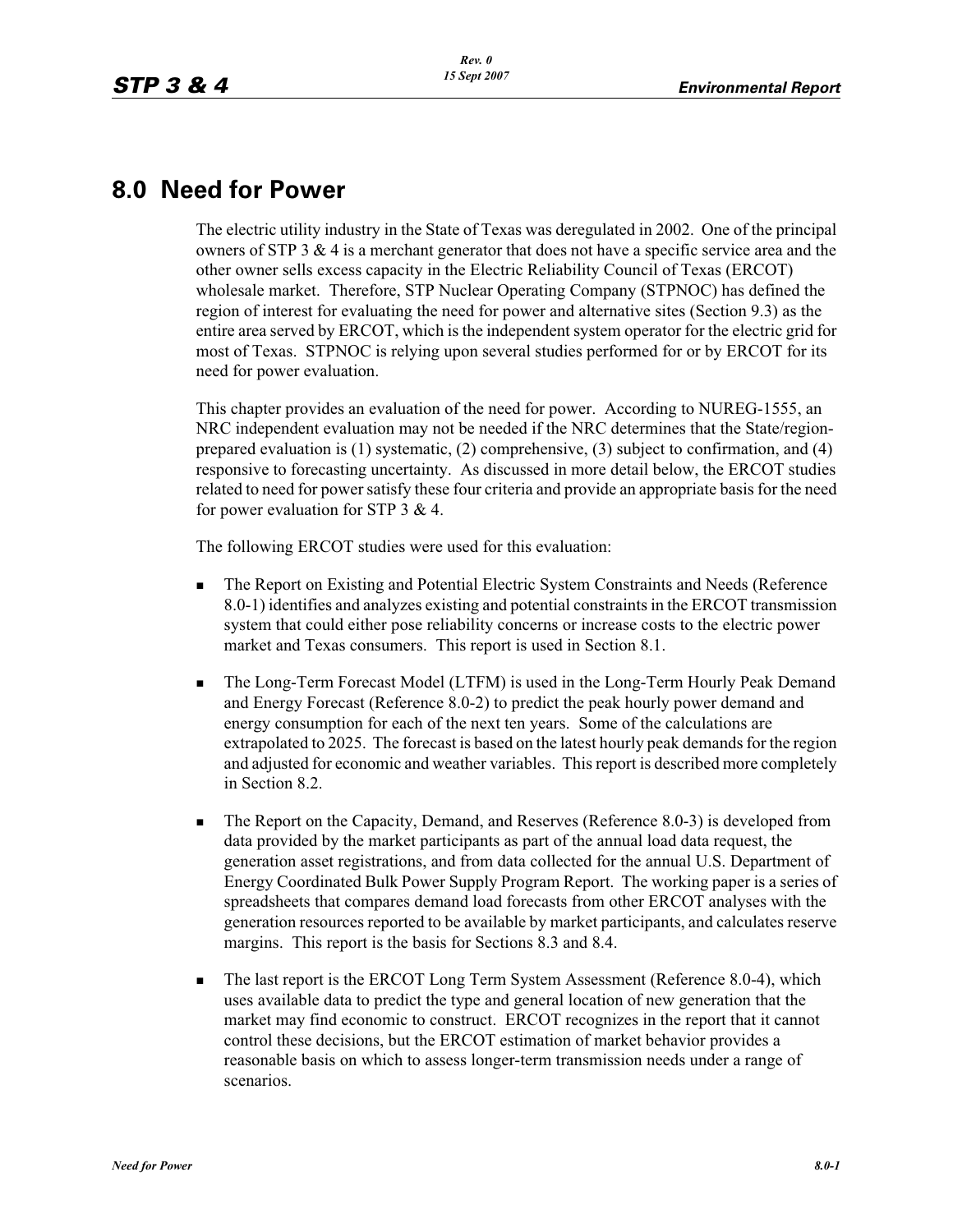# 8.0 Need for Power

The electric utility industry in the State of Texas was deregulated in 2002. One of the principal owners of STP 3 & 4 is a merchant generator that does not have a specific service area and the other owner sells excess capacity in the Electric Reliability Council of Texas (ERCOT) wholesale market. Therefore, STP Nuclear Operating Company (STPNOC) has defined the region of interest for evaluating the need for power and alternative sites (Section 9.3) as the entire area served by ERCOT, which is the independent system operator for the electric grid for most of Texas. STPNOC is relying upon several studies performed for or by ERCOT for its need for power evaluation.

This chapter provides an evaluation of the need for power. According to NUREG-1555, an NRC independent evaluation may not be needed if the NRC determines that the State/region-prepared evaluation is (1) systematic, (2) comprehensive, (3) subject to confirmation, and (4) responsive to forecasting uncertainty. As discussed in more detail below, the ERCOT studies related to need for power satisfy these four criteria and provide an appropriate basis for the need for power evaluation for STP 3 & 4.

The following ERCOT studies were used for this evaluation:

- The Report on Existing and Potential Electric System Constraints and Needs (Reference 8.0-1) identifies and analyzes existing and potential constraints in the ERCOT transmission system that could either pose reliability concerns or increase costs to the electric power market and Texas consumers. This report is used in Section 8.1.
- The Long-Term Forecast Model (LTFM) is used in the Long-Term Hourly Peak Demand and Energy Forecast (Reference 8.0-2) to predict the peak hourly power demand and energy consumption for each of the next ten years. Some of the calculations are extrapolated to 2025. The forecast is based on the latest hourly peak demands for the region and adjusted for economic and weather variables. This report is described more completely in Section 8.2.
- The Report on the Capacity, Demand, and Reserves (Reference 8.0-3) is developed from data provided by the market participants as part of the annual load data request, the generation asset registrations, and from data collected for the annual U.S. Department of Energy Coordinated Bulk Power Supply Program Report. The working paper is a series of spreadsheets that compares demand load forecasts from other ERCOT analyses with the generation resources reported to be available by market participants, and calculates reserve margins. This report is the basis for Sections 8.3 and 8.4.
- The last report is the ERCOT Long Term System Assessment (Reference 8.0-4), which uses available data to predict the type and general location of new generation that the market may find economic to construct. ERCOT recognizes in the report that it cannot control these decisions, but the ERCOT estimation of market behavior provides a reasonable basis on which to assess longer-term transmission needs under a range of scenarios.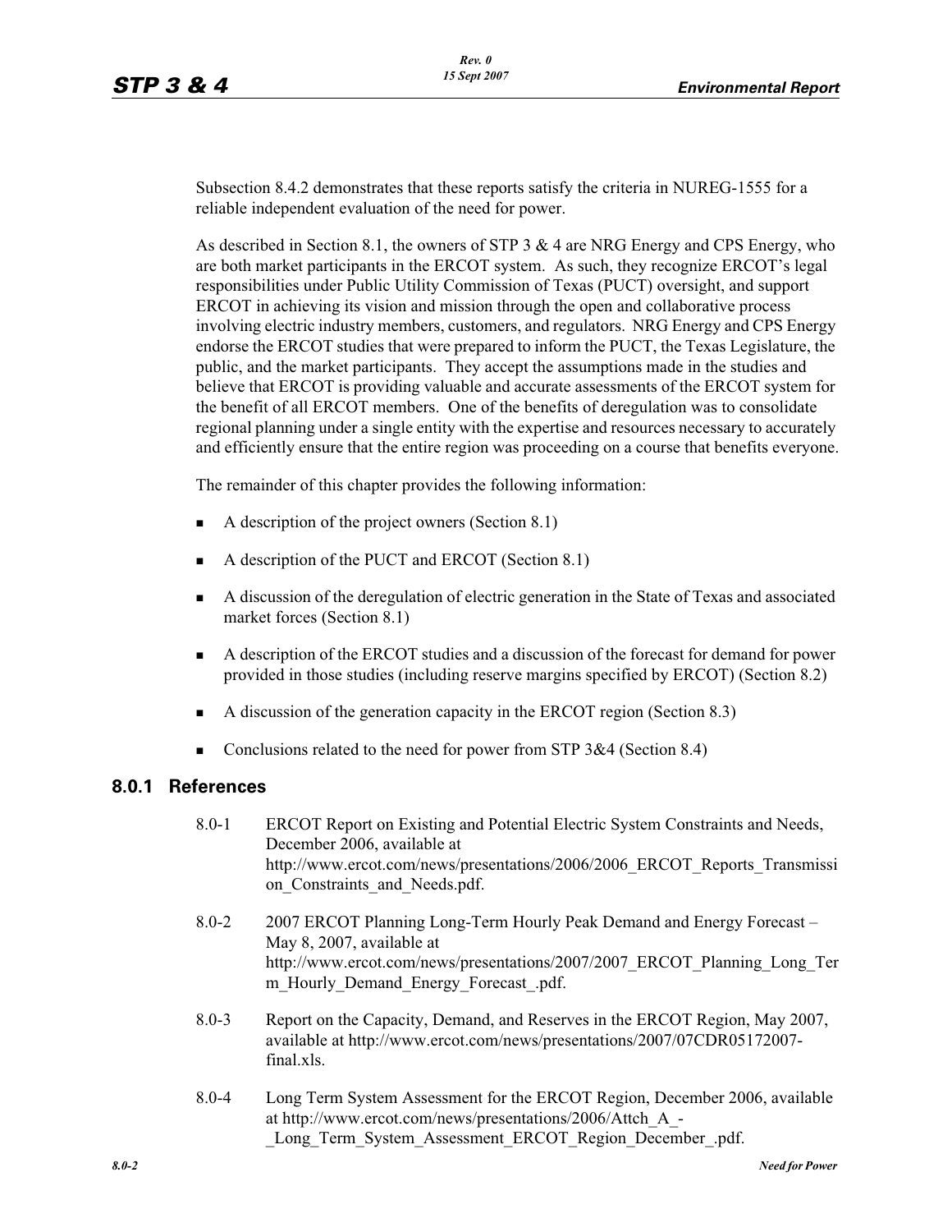Subsection 8.4.2 demonstrates that these reports satisfy the criteria in NUREG-1555 for a reliable independent evaluation of the need for power.

As described in Section 8.1, the owners of STP 3 & 4 are NRG Energy and CPS Energy, who are both market participants in the ERCOT system. As such, they recognize ERCOT's legal responsibilities under Public Utility Commission of Texas (PUCT) oversight, and support ERCOT in achieving its vision and mission through the open and collaborative process involving electric industry members, customers, and regulators. NRG Energy and CPS Energy endorse the ERCOT studies that were prepared to inform the PUCT, the Texas Legislature, the public, and the market participants. They accept the assumptions made in the studies and believe that ERCOT is providing valuable and accurate assessments of the ERCOT system for the benefit of all ERCOT members. One of the benefits of deregulation was to consolidate regional planning under a single entity with the expertise and resources necessary to accurately and efficiently ensure that the entire region was proceeding on a course that benefits everyone.

The remainder of this chapter provides the following information:

- A description of the project owners (Section 8.1)
- A description of the PUCT and ERCOT (Section 8.1)
- A discussion of the deregulation of electric generation in the State of Texas and associated market forces (Section 8.1)
- A description of the ERCOT studies and a discussion of the forecast for demand for power provided in those studies (including reserve margins specified by ERCOT) (Section 8.2)
- A discussion of the generation capacity in the ERCOT region (Section 8.3)
- Conclusions related to the need for power from STP 3&4 (Section 8.4)

## 8.0.1 References

8.0-1 ERCOT Report on Existing and Potential Electric System Constraints and Needs, December 2006, available at http://www.ercot.com/news/presentations/2006/2006_ERCOT_Reports_Transmission_Constraints_and_Needs.pdf.

8.0-2 2007 ERCOT Planning Long-Term Hourly Peak Demand and Energy Forecast – May 8, 2007, available at http://www.ercot.com/news/presentations/2007/2007_ERCOT_Planning_Long_Term_Hourly_Demand_Energy_Forecast_.pdf.

8.0-3 Report on the Capacity, Demand, and Reserves in the ERCOT Region, May 2007, available at http://www.ercot.com/news/presentations/2007/07CDR05172007-final.xls.

8.0-4 Long Term System Assessment for the ERCOT Region, December 2006, available at http://www.ercot.com/news/presentations/2006/Attch_A_-_Long_Term_System_Assessment_ERCOT_Region_December_.pdf.